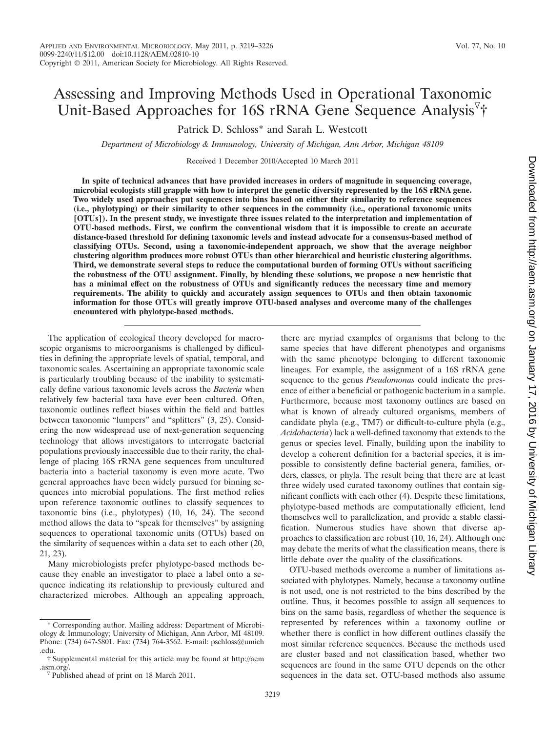# Assessing and Improving Methods Used in Operational Taxonomic Unit-Based Approaches for 16S rRNA Gene Sequence Analysis▽†

Patrick D. Schloss* and Sarah L. Westcott

*Department of Microbiology & Immunology, University of Michigan, Ann Arbor, Michigan 48109*

Received 1 December 2010/Accepted 10 March 2011

**In spite of technical advances that have provided increases in orders of magnitude in sequencing coverage, microbial ecologists still grapple with how to interpret the genetic diversity represented by the 16S rRNA gene. Two widely used approaches put sequences into bins based on either their similarity to reference sequences (i.e., phylotyping) or their similarity to other sequences in the community (i.e., operational taxonomic units [OTUs]). In the present study, we investigate three issues related to the interpretation and implementation of OTU-based methods. First, we confirm the conventional wisdom that it is impossible to create an accurate distance-based threshold for defining taxonomic levels and instead advocate for a consensus-based method of classifying OTUs. Second, using a taxonomic-independent approach, we show that the average neighbor clustering algorithm produces more robust OTUs than other hierarchical and heuristic clustering algorithms. Third, we demonstrate several steps to reduce the computational burden of forming OTUs without sacrificing the robustness of the OTU assignment. Finally, by blending these solutions, we propose a new heuristic that has a minimal effect on the robustness of OTUs and significantly reduces the necessary time and memory requirements. The ability to quickly and accurately assign sequences to OTUs and then obtain taxonomic information for those OTUs will greatly improve OTU-based analyses and overcome many of the challenges encountered with phylotype-based methods.**

The application of ecological theory developed for macroscopic organisms to microorganisms is challenged by difficulties in defining the appropriate levels of spatial, temporal, and taxonomic scales. Ascertaining an appropriate taxonomic scale is particularly troubling because of the inability to systematically define various taxonomic levels across the *Bacteria* when relatively few bacterial taxa have ever been cultured. Often, taxonomic outlines reflect biases within the field and battles between taxonomic "lumpers" and "splitters" (3, 25). Considering the now widespread use of next-generation sequencing technology that allows investigators to interrogate bacterial populations previously inaccessible due to their rarity, the challenge of placing 16S rRNA gene sequences from uncultured bacteria into a bacterial taxonomy is even more acute. Two general approaches have been widely pursued for binning sequences into microbial populations. The first method relies upon reference taxonomic outlines to classify sequences to taxonomic bins (i.e., phylotypes) (10, 16, 24). The second method allows the data to "speak for themselves" by assigning sequences to operational taxonomic units (OTUs) based on the similarity of sequences within a data set to each other (20, 21, 23).

Many microbiologists prefer phylotype-based methods because they enable an investigator to place a label onto a sequence indicating its relationship to previously cultured and characterized microbes. Although an appealing approach, there are myriad examples of organisms that belong to the same species that have different phenotypes and organisms with the same phenotype belonging to different taxonomic lineages. For example, the assignment of a 16S rRNA gene sequence to the genus *Pseudomonas* could indicate the presence of either a beneficial or pathogenic bacterium in a sample. Furthermore, because most taxonomy outlines are based on what is known of already cultured organisms, members of candidate phyla (e.g., TM7) or difficult-to-culture phyla (e.g., *Acidobacteria*) lack a well-defined taxonomy that extends to the genus or species level. Finally, building upon the inability to develop a coherent definition for a bacterial species, it is impossible to consistently define bacterial genera, families, orders, classes, or phyla. The result being that there are at least three widely used curated taxonomy outlines that contain significant conflicts with each other (4). Despite these limitations, phylotype-based methods are computationally efficient, lend themselves well to parallelization, and provide a stable classification. Numerous studies have shown that diverse approaches to classification are robust (10, 16, 24). Although one may debate the merits of what the classification means, there is little debate over the quality of the classifications.

OTU-based methods overcome a number of limitations associated with phylotypes. Namely, because a taxonomy outline is not used, one is not restricted to the bins described by the outline. Thus, it becomes possible to assign all sequences to bins on the same basis, regardless of whether the sequence is represented by references within a taxonomy outline or whether there is conflict in how different outlines classify the most similar reference sequences. Because the methods used are cluster based and not classification based, whether two sequences are found in the same OTU depends on the other sequences in the data set. OTU-based methods also assume

* Corresponding author. Mailing address: Department of Microbiology & Immunology; University of Michigan, Ann Arbor, MI 48109. Phone: (734) 647-5801. Fax: (734) 764-3562. E-mail: pschloss@umich.edu.

† Supplemental material for this article may be found at http://aem.asm.org/.

▽ Published ahead of print on 18 March 2011.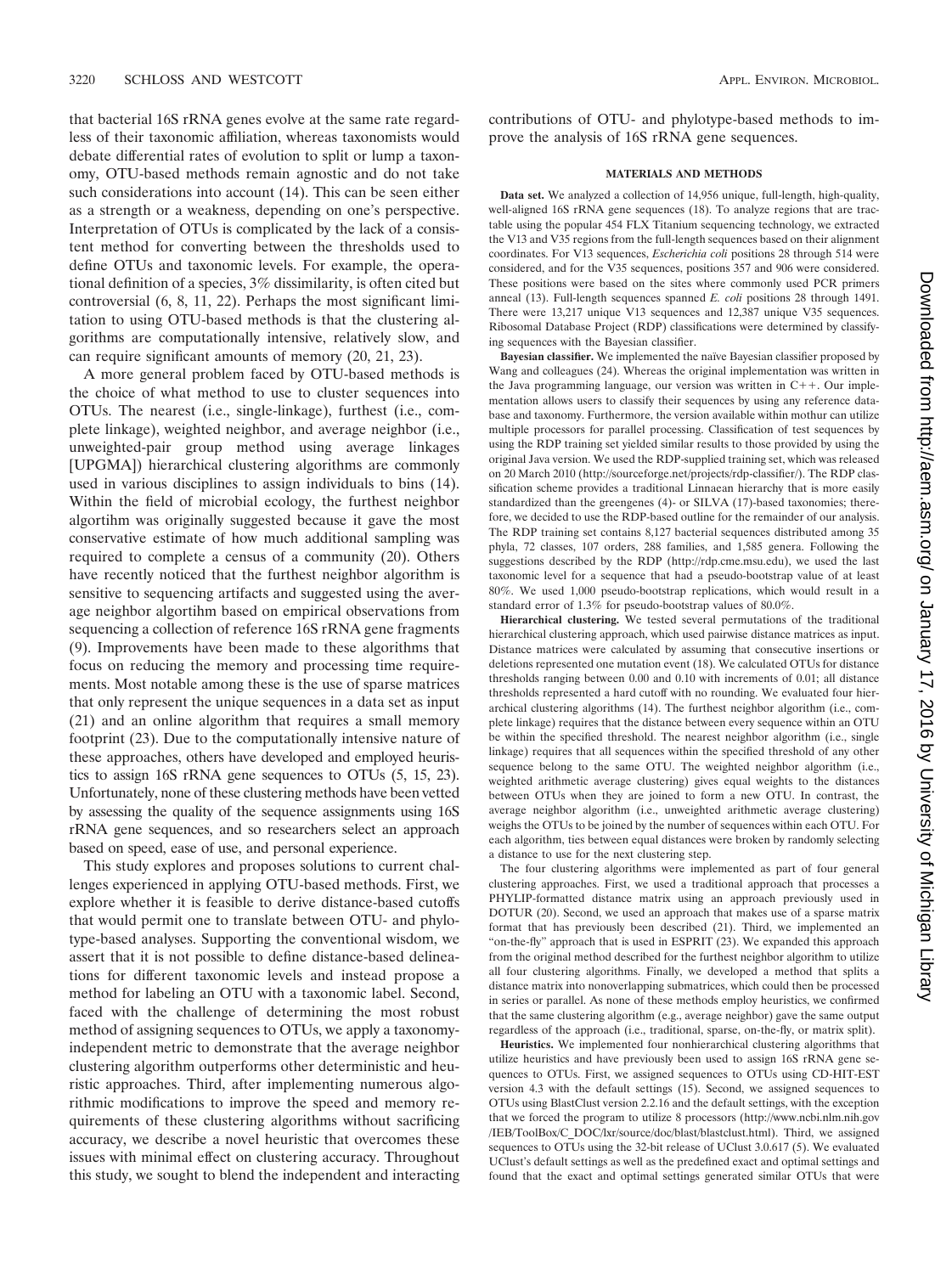that bacterial 16S rRNA genes evolve at the same rate regardless of their taxonomic affiliation, whereas taxonomists would debate differential rates of evolution to split or lump a taxonomy, OTU-based methods remain agnostic and do not take such considerations into account (14). This can be seen either as a strength or a weakness, depending on one's perspective. Interpretation of OTUs is complicated by the lack of a consistent method for converting between the thresholds used to define OTUs and taxonomic levels. For example, the operational definition of a species, 3% dissimilarity, is often cited but controversial (6, 8, 11, 22). Perhaps the most significant limitation to using OTU-based methods is that the clustering algorithms are computationally intensive, relatively slow, and can require significant amounts of memory (20, 21, 23).

A more general problem faced by OTU-based methods is the choice of what method to use to cluster sequences into OTUs. The nearest (i.e., single-linkage), furthest (i.e., complete linkage), weighted neighbor, and average neighbor (i.e., unweighted-pair group method using average linkages [UPGMA]) hierarchical clustering algorithms are commonly used in various disciplines to assign individuals to bins (14). Within the field of microbial ecology, the furthest neighbor algortihm was originally suggested because it gave the most conservative estimate of how much additional sampling was required to complete a census of a community (20). Others have recently noticed that the furthest neighbor algorithm is sensitive to sequencing artifacts and suggested using the average neighbor algortihm based on empirical observations from sequencing a collection of reference 16S rRNA gene fragments (9). Improvements have been made to these algorithms that focus on reducing the memory and processing time requirements. Most notable among these is the use of sparse matrices that only represent the unique sequences in a data set as input (21) and an online algorithm that requires a small memory footprint (23). Due to the computationally intensive nature of these approaches, others have developed and employed heuristics to assign 16S rRNA gene sequences to OTUs (5, 15, 23). Unfortunately, none of these clustering methods have been vetted by assessing the quality of the sequence assignments using 16S rRNA gene sequences, and so researchers select an approach based on speed, ease of use, and personal experience.

This study explores and proposes solutions to current challenges experienced in applying OTU-based methods. First, we explore whether it is feasible to derive distance-based cutoffs that would permit one to translate between OTU- and phylotype-based analyses. Supporting the conventional wisdom, we assert that it is not possible to define distance-based delineations for different taxonomic levels and instead propose a method for labeling an OTU with a taxonomic label. Second, faced with the challenge of determining the most robust method of assigning sequences to OTUs, we apply a taxonomy-independent metric to demonstrate that the average neighbor clustering algorithm outperforms other deterministic and heuristic approaches. Third, after implementing numerous algorithmic modifications to improve the speed and memory requirements of these clustering algorithms without sacrificing accuracy, we describe a novel heuristic that overcomes these issues with minimal effect on clustering accuracy. Throughout this study, we sought to blend the independent and interacting contributions of OTU- and phylotype-based methods to improve the analysis of 16S rRNA gene sequences.

## MATERIALS AND METHODS

**Data set.** We analyzed a collection of 14,956 unique, full-length, high-quality, well-aligned 16S rRNA gene sequences (18). To analyze regions that are tractable using the popular 454 FLX Titanium sequencing technology, we extracted the V13 and V35 regions from the full-length sequences based on their alignment coordinates. For V13 sequences, *Escherichia coli* positions 28 through 514 were considered, and for the V35 sequences, positions 357 and 906 were considered. These positions were based on the sites where commonly used PCR primers anneal (13). Full-length sequences spanned *E. coli* positions 28 through 1491. There were 13,217 unique V13 sequences and 12,387 unique V35 sequences. Ribosomal Database Project (RDP) classifications were determined by classifying sequences with the Bayesian classifier.

**Bayesian classifier.** We implemented the naïve Bayesian classifier proposed by Wang and colleagues (24). Whereas the original implementation was written in the Java programming language, our version was written in C++. Our implementation allows users to classify their sequences by using any reference database and taxonomy. Furthermore, the version available within mothur can utilize multiple processors for parallel processing. Classification of test sequences by using the RDP training set yielded similar results to those provided by using the original Java version. We used the RDP-supplied training set, which was released on 20 March 2010 (http://sourceforge.net/projects/rdp-classifier/). The RDP classification scheme provides a traditional Linnaean hierarchy that is more easily standardized than the greengenes (4)- or SILVA (17)-based taxonomies; therefore, we decided to use the RDP-based outline for the remainder of our analysis. The RDP training set contains 8,127 bacterial sequences distributed among 35 phyla, 72 classes, 107 orders, 288 families, and 1,585 genera. Following the suggestions described by the RDP (http://rdp.cme.msu.edu), we used the last taxonomic level for a sequence that had a pseudo-bootstrap value of at least 80%. We used 1,000 pseudo-bootstrap replications, which would result in a standard error of 1.3% for pseudo-bootstrap values of 80.0%.

**Hierarchical clustering.** We tested several permutations of the traditional hierarchical clustering approach, which used pairwise distance matrices as input. Distance matrices were calculated by assuming that consecutive insertions or deletions represented one mutation event (18). We calculated OTUs for distance thresholds ranging between 0.00 and 0.10 with increments of 0.01; all distance thresholds represented a hard cutoff with no rounding. We evaluated four hierarchical clustering algorithms (14). The furthest neighbor algorithm (i.e., complete linkage) requires that the distance between every sequence within an OTU be within the specified threshold. The nearest neighbor algorithm (i.e., single linkage) requires that all sequences within the specified threshold of any other sequence belong to the same OTU. The weighted neighbor algorithm (i.e., weighted arithmetic average clustering) gives equal weights to the distances between OTUs when they are joined to form a new OTU. In contrast, the average neighbor algorithm (i.e., unweighted arithmetic average clustering) weighs the OTUs to be joined by the number of sequences within each OTU. For each algorithm, ties between equal distances were broken by randomly selecting a distance to use for the next clustering step.

The four clustering algorithms were implemented as part of four general clustering approaches. First, we used a traditional approach that processes a PHYLIP-formatted distance matrix using an approach previously used in DOTUR (20). Second, we used an approach that makes use of a sparse matrix format that has previously been described (21). Third, we implemented an "on-the-fly" approach that is used in ESPRIT (23). We expanded this approach from the original method described for the furthest neighbor algorithm to utilize all four clustering algorithms. Finally, we developed a method that splits a distance matrix into nonoverlapping submatrices, which could then be processed in series or parallel. As none of these methods employ heuristics, we confirmed that the same clustering algorithm (e.g., average neighbor) gave the same output regardless of the approach (i.e., traditional, sparse, on-the-fly, or matrix split).

**Heuristics.** We implemented four nonhierarchical clustering algorithms that utilize heuristics and have previously been used to assign 16S rRNA gene sequences to OTUs. First, we assigned sequences to OTUs using CD-HIT-EST version 4.3 with the default settings (15). Second, we assigned sequences to OTUs using BlastClust version 2.2.16 and the default settings, with the exception that we forced the program to utilize 8 processors (http://www.ncbi.nlm.nih.gov/IEB/ToolBox/C_DOC/lxr/source/doc/blast/blastclust.html). Third, we assigned sequences to OTUs using the 32-bit release of UClust 3.0.617 (5). We evaluated UClust's default settings as well as the predefined exact and optimal settings and found that the exact and optimal settings generated similar OTUs that were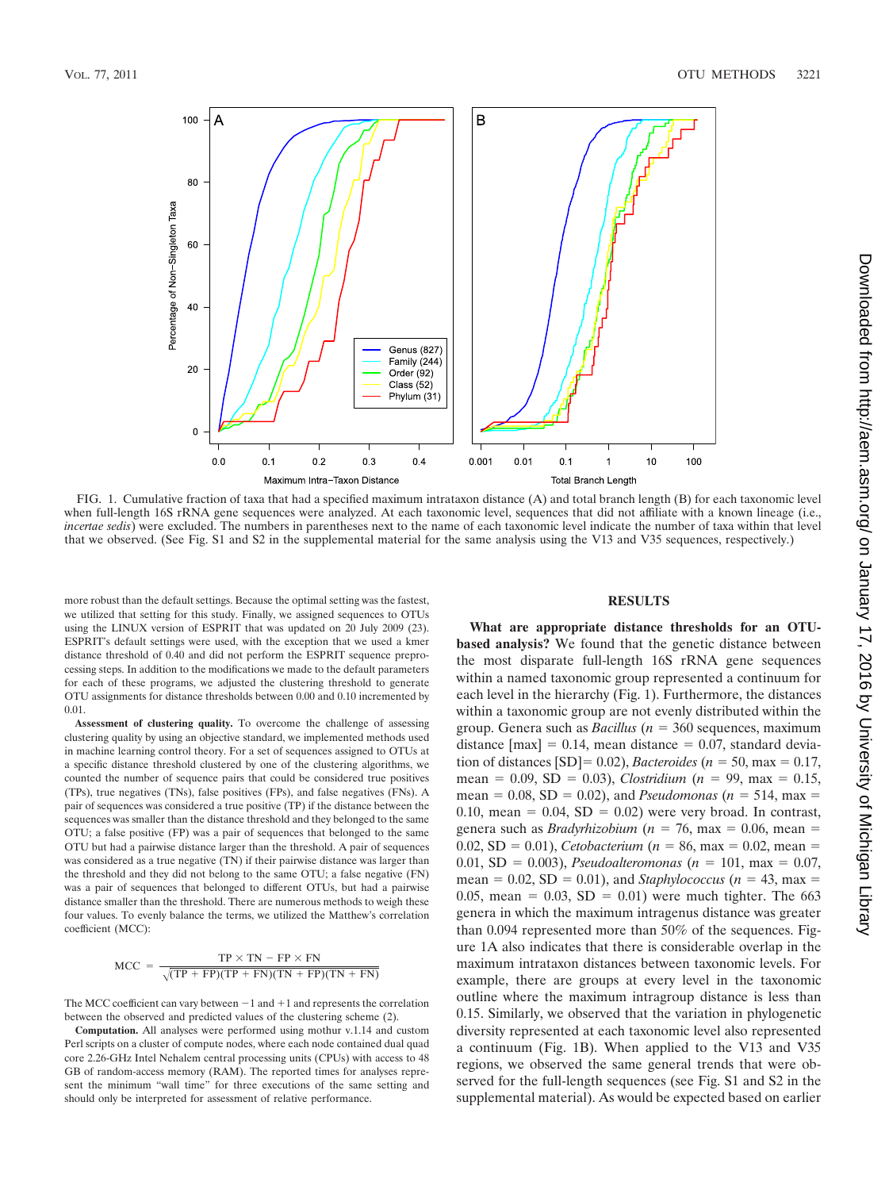FIG. 1. Cumulative fraction of taxa that had a specified maximum intrataxon distance (A) and total branch length (B) for each taxonomic level when full-length 16S rRNA gene sequences were analyzed. At each taxonomic level, sequences that did not affiliate with a known lineage (i.e., *incertae sedis*) were excluded. The numbers in parentheses next to the name of each taxonomic level indicate the number of taxa within that level that we observed. (See Fig. S1 and S2 in the supplemental material for the same analysis using the V13 and V35 sequences, respectively.)

more robust than the default settings. Because the optimal setting was the fastest, we utilized that setting for this study. Finally, we assigned sequences to OTUs using the LINUX version of ESPRIT that was updated on 20 July 2009 (23). ESPRIT's default settings were used, with the exception that we used a kmer distance threshold of 0.40 and did not perform the ESPRIT sequence preprocessing steps. In addition to the modifications we made to the default parameters for each of these programs, we adjusted the clustering threshold to generate OTU assignments for distance thresholds between 0.00 and 0.10 incremented by 0.01.

**Assessment of clustering quality.** To overcome the challenge of assessing clustering quality by using an objective standard, we implemented methods used in machine learning control theory. For a set of sequences assigned to OTUs at a specific distance threshold clustered by one of the clustering algorithms, we counted the number of sequence pairs that could be considered true positives (TPs), true negatives (TNs), false positives (FPs), and false negatives (FNs). A pair of sequences was considered a true positive (TP) if the distance between the sequences was smaller than the distance threshold and they belonged to the same OTU; a false positive (FP) was a pair of sequences that belonged to the same OTU but had a pairwise distance larger than the threshold. A pair of sequences was considered as a true negative (TN) if their pairwise distance was larger than the threshold and they did not belong to the same OTU; a false negative (FN) was a pair of sequences that belonged to different OTUs, but had a pairwise distance smaller than the threshold. There are numerous methods to weigh these four values. To evenly balance the terms, we utilized the Matthew's correlation coefficient (MCC):

$$MCC = \frac{TP \times TN - FP \times FN}{\sqrt{(TP + FP)(TP + FN)(TN + FP)(TN + FN)}}$$

The MCC coefficient can vary between −1 and +1 and represents the correlation between the observed and predicted values of the clustering scheme (2).

**Computation.** All analyses were performed using mothur v.1.14 and custom Perl scripts on a cluster of compute nodes, where each node contained dual quad core 2.26-GHz Intel Nehalem central processing units (CPUs) with access to 48 GB of random-access memory (RAM). The reported times for analyses represent the minimum "wall time" for three executions of the same setting and should only be interpreted for assessment of relative performance.

## RESULTS

**What are appropriate distance thresholds for an OTU-based analysis?** We found that the genetic distance between the most disparate full-length 16S rRNA gene sequences within a named taxonomic group represented a continuum for each level in the hierarchy (Fig. 1). Furthermore, the distances within a taxonomic group are not evenly distributed within the group. Genera such as *Bacillus* ($n$ = 360 sequences, maximum distance [max] = 0.14, mean distance = 0.07, standard deviation of distances [SD] = 0.02), *Bacteroides* ($n$ = 50, max = 0.17, mean = 0.09, SD = 0.03), *Clostridium* ($n$ = 99, max = 0.15, mean = 0.08, SD = 0.02), and *Pseudomonas* ($n$ = 514, max = 0.10, mean = 0.04, SD = 0.02) were very broad. In contrast, genera such as *Bradyrhizobium* ($n$ = 76, max = 0.06, mean = 0.02, SD = 0.01), *Cetobacterium* ($n$ = 86, max = 0.02, mean = 0.01, SD = 0.003), *Pseudoalteromonas* ($n$ = 101, max = 0.07, mean = 0.02, SD = 0.01), and *Staphylococcus* ($n$ = 43, max = 0.05, mean = 0.03, SD = 0.01) were much tighter. The 663 genera in which the maximum intragenus distance was greater than 0.094 represented more than 50% of the sequences. Figure 1A also indicates that there is considerable overlap in the maximum intrataxon distances between taxonomic levels. For example, there are groups at every level in the taxonomic outline where the maximum intragroup distance is less than 0.15. Similarly, we observed that the variation in phylogenetic diversity represented at each taxonomic level also represented a continuum (Fig. 1B). When applied to the V13 and V35 regions, we observed the same general trends that were observed for the full-length sequences (see Fig. S1 and S2 in the supplemental material). As would be expected based on earlier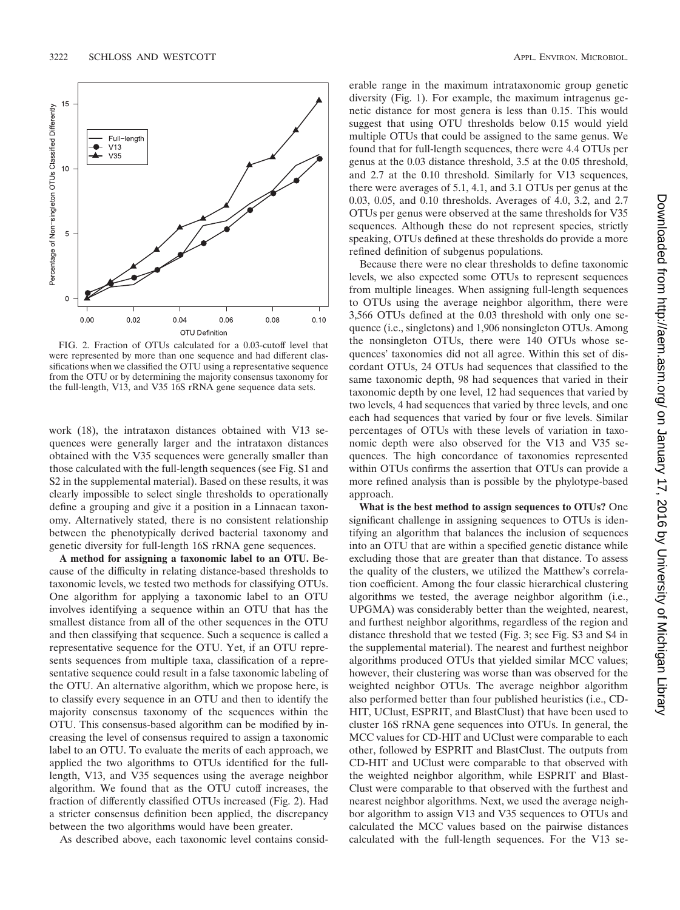FIG. 2. Fraction of OTUs calculated for a 0.03-cutoff level that were represented by more than one sequence and had different classifications when we classified the OTU using a representative sequence from the OTU or by determining the majority consensus taxonomy for the full-length, V13, and V35 16S rRNA gene sequence data sets.

work (18), the intrataxon distances obtained with V13 sequences were generally larger and the intrataxon distances obtained with the V35 sequences were generally smaller than those calculated with the full-length sequences (see Fig. S1 and S2 in the supplemental material). Based on these results, it was clearly impossible to select single thresholds to operationally define a grouping and give it a position in a Linnaean taxonomy. Alternatively stated, there is no consistent relationship between the phenotypically derived bacterial taxonomy and genetic diversity for full-length 16S rRNA gene sequences.

**A method for assigning a taxonomic label to an OTU.** Because of the difficulty in relating distance-based thresholds to taxonomic levels, we tested two methods for classifying OTUs. One algorithm for applying a taxonomic label to an OTU involves identifying a sequence within an OTU that has the smallest distance from all of the other sequences in the OTU and then classifying that sequence. Such a sequence is called a representative sequence for the OTU. Yet, if an OTU represents sequences from multiple taxa, classification of a representative sequence could result in a false taxonomic labeling of the OTU. An alternative algorithm, which we propose here, is to classify every sequence in an OTU and then to identify the majority consensus taxonomy of the sequences within the OTU. This consensus-based algorithm can be modified by increasing the level of consensus required to assign a taxonomic label to an OTU. To evaluate the merits of each approach, we applied the two algorithms to OTUs identified for the full-length, V13, and V35 sequences using the average neighbor algorithm. We found that as the OTU cutoff increases, the fraction of differently classified OTUs increased (Fig. 2). Had a stricter consensus definition been applied, the discrepancy between the two algorithms would have been greater.

As described above, each taxonomic level contains considerable range in the maximum intrataxonomic group genetic diversity (Fig. 1). For example, the maximum intragenus genetic distance for most genera is less than 0.15. This would suggest that using OTU thresholds below 0.15 would yield multiple OTUs that could be assigned to the same genus. We found that for full-length sequences, there were 4.4 OTUs per genus at the 0.03 distance threshold, 3.5 at the 0.05 threshold, and 2.7 at the 0.10 threshold. Similarly for V13 sequences, there were averages of 5.1, 4.1, and 3.1 OTUs per genus at the 0.03, 0.05, and 0.10 thresholds. Averages of 4.0, 3.2, and 2.7 OTUs per genus were observed at the same thresholds for V35 sequences. Although these do not represent species, strictly speaking, OTUs defined at these thresholds do provide a more refined definition of subgenus populations.

Because there were no clear thresholds to define taxonomic levels, we also expected some OTUs to represent sequences from multiple lineages. When assigning full-length sequences to OTUs using the average neighbor algorithm, there were 3,566 OTUs defined at the 0.03 threshold with only one sequence (i.e., singletons) and 1,906 nonsingleton OTUs. Among the nonsingleton OTUs, there were 140 OTUs whose sequences' taxonomies did not all agree. Within this set of discordant OTUs, 24 OTUs had sequences that classified to the same taxonomic depth, 98 had sequences that varied in their taxonomic depth by one level, 12 had sequences that varied by two levels, 4 had sequences that varied by three levels, and one each had sequences that varied by four or five levels. Similar percentages of OTUs with these levels of variation in taxonomic depth were also observed for the V13 and V35 sequences. The high concordance of taxonomies represented within OTUs confirms the assertion that OTUs can provide a more refined analysis than is possible by the phylotype-based approach.

**What is the best method to assign sequences to OTUs?** One significant challenge in assigning sequences to OTUs is identifying an algorithm that balances the inclusion of sequences into an OTU that are within a specified genetic distance while excluding those that are greater than that distance. To assess the quality of the clusters, we utilized the Matthew's correlation coefficient. Among the four classic hierarchical clustering algorithms we tested, the average neighbor algorithm (i.e., UPGMA) was considerably better than the weighted, nearest, and furthest neighbor algorithms, regardless of the region and distance threshold that we tested (Fig. 3; see Fig. S3 and S4 in the supplemental material). The nearest and furthest neighbor algorithms produced OTUs that yielded similar MCC values; however, their clustering was worse than was observed for the weighted neighbor OTUs. The average neighbor algorithm also performed better than four published heuristics (i.e., CD-HIT, UClust, ESPRIT, and BlastClust) that have been used to cluster 16S rRNA gene sequences into OTUs. In general, the MCC values for CD-HIT and UClust were comparable to each other, followed by ESPRIT and BlastClust. The outputs from CD-HIT and UClust were comparable to that observed with the weighted neighbor algorithm, while ESPRIT and BlastClust were comparable to that observed with the furthest and nearest neighbor algorithms. Next, we used the average neighbor algorithm to assign V13 and V35 sequences to OTUs and calculated the MCC values based on the pairwise distances calculated with the full-length sequences. For the V13 se-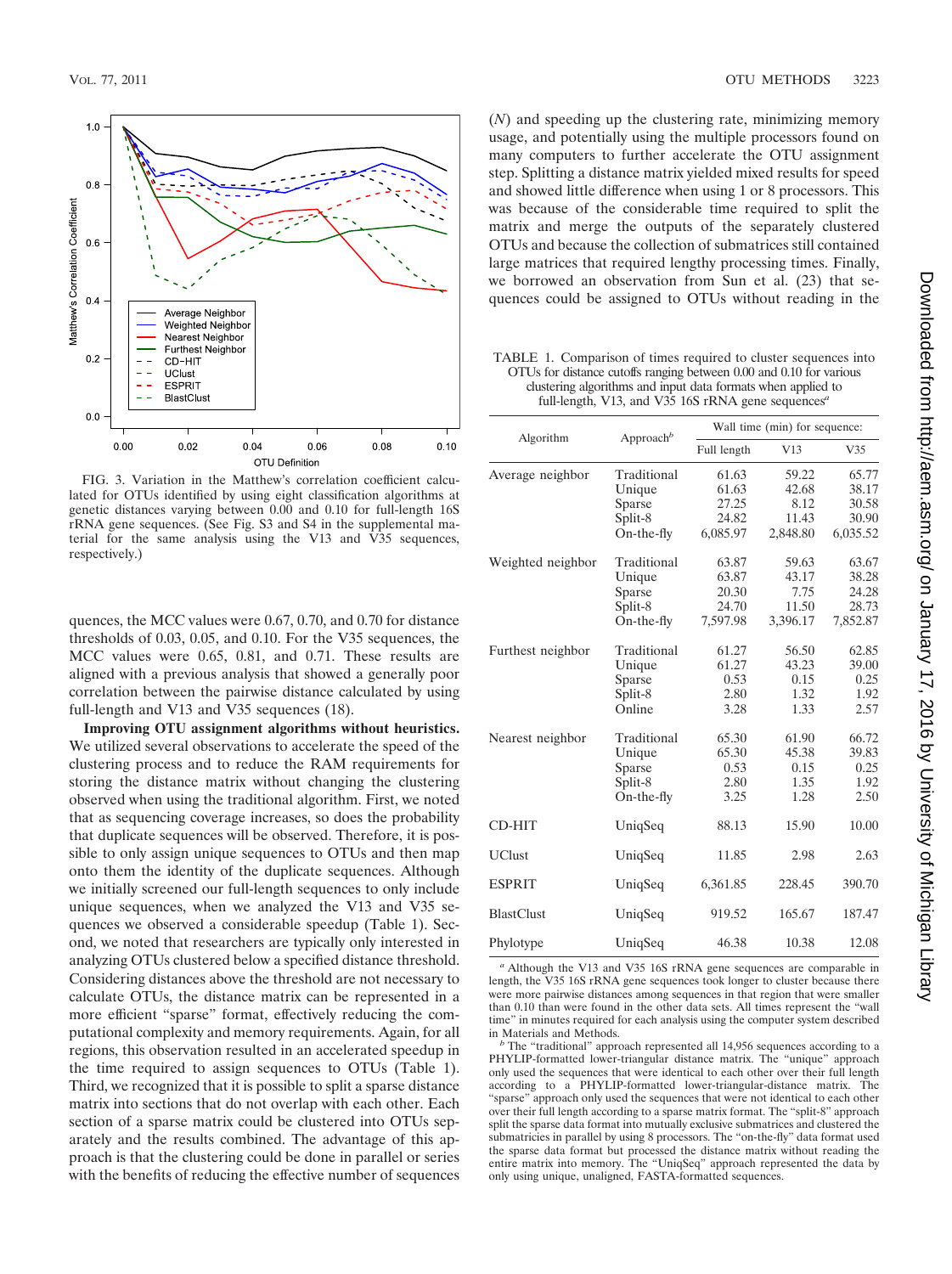1.0

0.8

0.6

0.4

0.2

0.0

Matthew's Correlation Coefficient

0.00 0.02 0.04 0.06 0.08 0.10

OTU Definition

Average Neighbor
Weighted Neighbor
Nearest Neighbor
Furthest Neighbor
CD-HIT
UClust
ESPRIT
BlastClust

FIG. 3. Variation in the Matthew's correlation coefficient calculated for OTUs identified by using eight classification algorithms at genetic distances varying between 0.00 and 0.10 for full-length 16S rRNA gene sequences. (See Fig. S3 and S4 in the supplemental material for the same analysis using the V13 and V35 sequences, respectively.)

quences, the MCC values were 0.67, 0.70, and 0.70 for distance thresholds of 0.03, 0.05, and 0.10. For the V35 sequences, the MCC values were 0.65, 0.81, and 0.71. These results are aligned with a previous analysis that showed a generally poor correlation between the pairwise distance calculated by using full-length and V13 and V35 sequences (18).

**Improving OTU assignment algorithms without heuristics.** We utilized several observations to accelerate the speed of the clustering process and to reduce the RAM requirements for storing the distance matrix without changing the clustering observed when using the traditional algorithm. First, we noted that as sequencing coverage increases, so does the probability that duplicate sequences will be observed. Therefore, it is possible to only assign unique sequences to OTUs and then map onto them the identity of the duplicate sequences. Although we initially screened our full-length sequences to only include unique sequences, when we analyzed the V13 and V35 sequences we observed a considerable speedup (Table 1). Second, we noted that researchers are typically only interested in analyzing OTUs clustered below a specified distance threshold. Considering distances above the threshold are not necessary to calculate OTUs, the distance matrix can be represented in a more efficient "sparse" format, effectively reducing the computational complexity and memory requirements. Again, for all regions, this observation resulted in an accelerated speedup in the time required to assign sequences to OTUs (Table 1). Third, we recognized that it is possible to split a sparse distance matrix into sections that do not overlap with each other. Each section of a sparse matrix could be clustered into OTUs separately and the results combined. The advantage of this approach is that the clustering could be done in parallel or series with the benefits of reducing the effective number of sequences ($N$) and speeding up the clustering rate, minimizing memory usage, and potentially using the multiple processors found on many computers to further accelerate the OTU assignment step. Splitting a distance matrix yielded mixed results for speed and showed little difference when using 1 or 8 processors. This was because of the considerable time required to split the matrix and merge the outputs of the separately clustered OTUs and because the collection of submatrices still contained large matrices that required lengthy processing times. Finally, we borrowed an observation from Sun et al. (23) that sequences could be assigned to OTUs without reading in the

TABLE 1. Comparison of times required to cluster sequences into OTUs for distance cutoffs ranging between 0.00 and 0.10 for various clustering algorithms and input data formats when applied to full-length, V13, and V35 16S rRNA gene sequences[a]

| Algorithm | Approach[b] | Wall time (min) for sequence: | | |
|---|---|---|---|---|
| | | Full length | V13 | V35 |
| Average neighbor | Traditional | 61.63 | 59.22 | 65.77 |
| | Unique | 61.63 | 42.68 | 38.17 |
| | Sparse | 27.25 | 8.12 | 30.58 |
| | Split-8 | 24.82 | 11.43 | 30.90 |
| | On-the-fly | 6,085.97 | 2,848.80 | 6,035.52 |
| Weighted neighbor | Traditional | 63.87 | 59.63 | 63.67 |
| | Unique | 63.87 | 43.17 | 38.28 |
| | Sparse | 20.30 | 7.75 | 24.28 |
| | Split-8 | 24.70 | 11.50 | 28.73 |
| | On-the-fly | 7,597.98 | 3,396.17 | 7,852.87 |
| Furthest neighbor | Traditional | 61.27 | 56.50 | 62.85 |
| | Unique | 61.27 | 43.23 | 39.00 |
| | Sparse | 0.53 | 0.15 | 0.25 |
| | Split-8 | 2.80 | 1.32 | 1.92 |
| | Online | 3.28 | 1.33 | 2.57 |
| Nearest neighbor | Traditional | 65.30 | 61.90 | 66.72 |
| | Unique | 65.30 | 45.38 | 39.83 |
| | Sparse | 0.53 | 0.15 | 0.25 |
| | Split-8 | 2.80 | 1.35 | 1.92 |
| | On-the-fly | 3.25 | 1.28 | 2.50 |
| CD-HIT | UniqSeq | 88.13 | 15.90 | 10.00 |
| UClust | UniqSeq | 11.85 | 2.98 | 2.63 |
| ESPRIT | UniqSeq | 6,361.85 | 228.45 | 390.70 |
| BlastClust | UniqSeq | 919.52 | 165.67 | 187.47 |
| Phylotype | UniqSeq | 46.38 | 10.38 | 12.08 |

[a] Although the V13 and V35 16S rRNA gene sequences are comparable in length, the V35 16S rRNA gene sequences took longer to cluster because there were more pairwise distances among sequences in that region that were smaller than 0.10 than were found in the other data sets. All times represent the "wall time" in minutes required for each analysis using the computer system described in Materials and Methods.

[b] The "traditional" approach represented all 14,956 sequences according to a PHYLIP-formatted lower-triangular distance matrix. The "unique" approach only used the sequences that were identical to each other over their full length according to a PHYLIP-formatted lower-triangular-distance matrix. The "sparse" approach only used the sequences that were not identical to each other over their full length according to a sparse matrix format. The "split-8" approach split the sparse data format into mutually exclusive submatrices and clustered the submatricies in parallel by using 8 processors. The "on-the-fly" data format used the sparse data format but processed the distance matrix without reading the entire matrix into memory. The "UniqSeq" approach represented the data by only using unique, unaligned, FASTA-formatted sequences.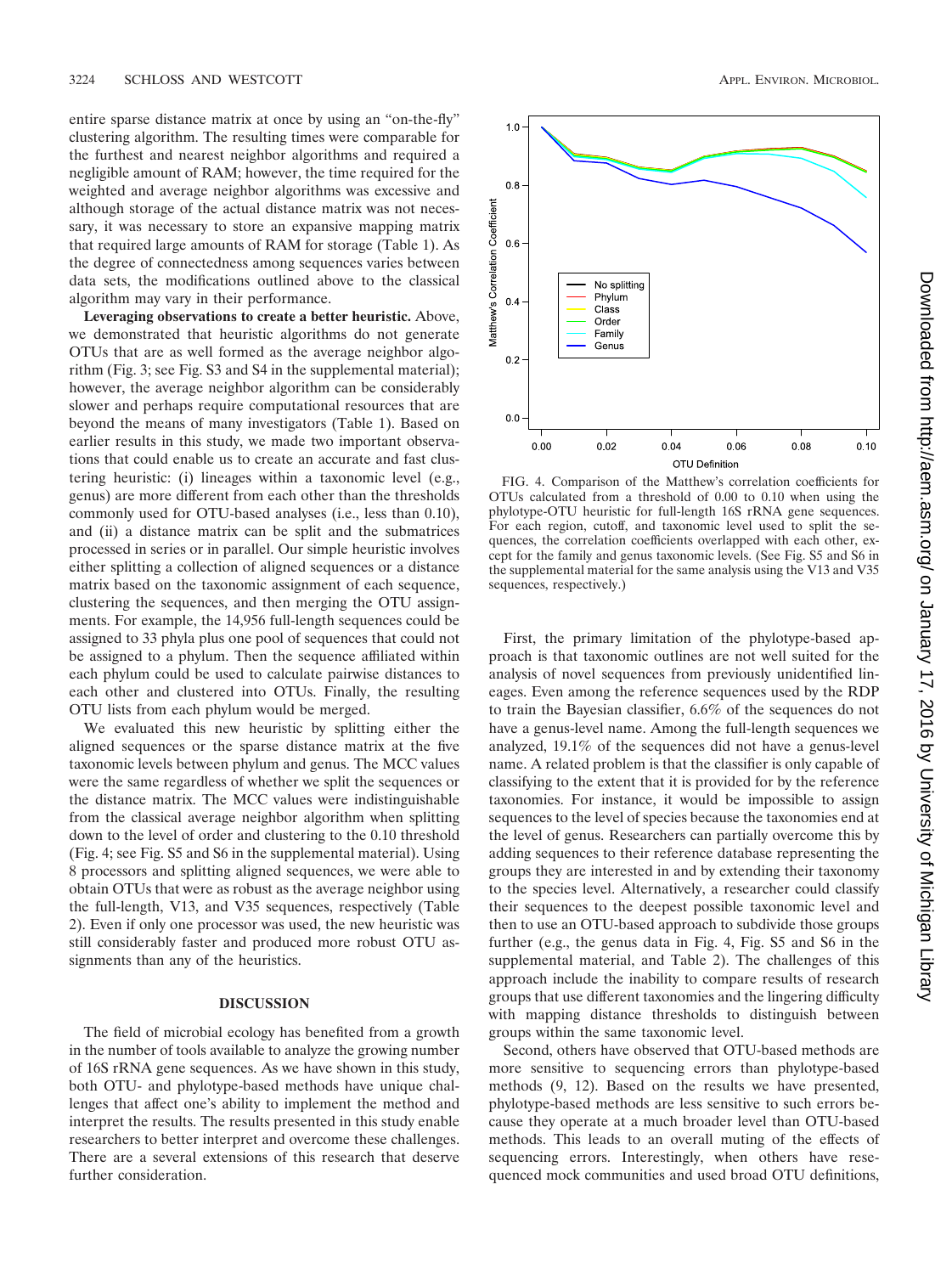entire sparse distance matrix at once by using an "on-the-fly" clustering algorithm. The resulting times were comparable for the furthest and nearest neighbor algorithms and required a negligible amount of RAM; however, the time required for the weighted and average neighbor algorithms was excessive and although storage of the actual distance matrix was not necessary, it was necessary to store an expansive mapping matrix that required large amounts of RAM for storage (Table 1). As the degree of connectedness among sequences varies between data sets, the modifications outlined above to the classical algorithm may vary in their performance.

**Leveraging observations to create a better heuristic.** Above, we demonstrated that heuristic algorithms do not generate OTUs that are as well formed as the average neighbor algorithm (Fig. 3; see Fig. S3 and S4 in the supplemental material); however, the average neighbor algorithm can be considerably slower and perhaps require computational resources that are beyond the means of many investigators (Table 1). Based on earlier results in this study, we made two important observations that could enable us to create an accurate and fast clustering heuristic: (i) lineages within a taxonomic level (e.g., genus) are more different from each other than the thresholds commonly used for OTU-based analyses (i.e., less than 0.10), and (ii) a distance matrix can be split and the submatrices processed in series or in parallel. Our simple heuristic involves either splitting a collection of aligned sequences or a distance matrix based on the taxonomic assignment of each sequence, clustering the sequences, and then merging the OTU assignments. For example, the 14,956 full-length sequences could be assigned to 33 phyla plus one pool of sequences that could not be assigned to a phylum. Then the sequence affiliated within each phylum could be used to calculate pairwise distances to each other and clustered into OTUs. Finally, the resulting OTU lists from each phylum would be merged.

We evaluated this new heuristic by splitting either the aligned sequences or the sparse distance matrix at the five taxonomic levels between phylum and genus. The MCC values were the same regardless of whether we split the sequences or the distance matrix. The MCC values were indistinguishable from the classical average neighbor algorithm when splitting down to the level of order and clustering to the 0.10 threshold (Fig. 4; see Fig. S5 and S6 in the supplemental material). Using 8 processors and splitting aligned sequences, we were able to obtain OTUs that were as robust as the average neighbor using the full-length, V13, and V35 sequences, respectively (Table 2). Even if only one processor was used, the new heuristic was still considerably faster and produced more robust OTU assignments than any of the heuristics.

## DISCUSSION

The field of microbial ecology has benefited from a growth in the number of tools available to analyze the growing number of 16S rRNA gene sequences. As we have shown in this study, both OTU- and phylotype-based methods have unique challenges that affect one's ability to implement the method and interpret the results. The results presented in this study enable researchers to better interpret and overcome these challenges. There are a several extensions of this research that deserve further consideration.

FIG. 4. Comparison of the Matthew's correlation coefficients for OTUs calculated from a threshold of 0.00 to 0.10 when using the phylotype-OTU heuristic for full-length 16S rRNA gene sequences. For each region, cutoff, and taxonomic level used to split the sequences, the correlation coefficients overlapped with each other, except for the family and genus taxonomic levels. (See Fig. S5 and S6 in the supplemental material for the same analysis using the V13 and V35 sequences, respectively.)

First, the primary limitation of the phylotype-based approach is that taxonomic outlines are not well suited for the analysis of novel sequences from previously unidentified lineages. Even among the reference sequences used by the RDP to train the Bayesian classifier, 6.6% of the sequences do not have a genus-level name. Among the full-length sequences we analyzed, 19.1% of the sequences did not have a genus-level name. A related problem is that the classifier is only capable of classifying to the extent that it is provided for by the reference taxonomies. For instance, it would be impossible to assign sequences to the level of species because the taxonomies end at the level of genus. Researchers can partially overcome this by adding sequences to their reference database representing the groups they are interested in and by extending their taxonomy to the species level. Alternatively, a researcher could classify their sequences to the deepest possible taxonomic level and then to use an OTU-based approach to subdivide those groups further (e.g., the genus data in Fig. 4, Fig. S5 and S6 in the supplemental material, and Table 2). The challenges of this approach include the inability to compare results of research groups that use different taxonomies and the lingering difficulty with mapping distance thresholds to distinguish between groups within the same taxonomic level.

Second, others have observed that OTU-based methods are more sensitive to sequencing errors than phylotype-based methods (9, 12). Based on the results we have presented, phylotype-based methods are less sensitive to such errors because they operate at a much broader level than OTU-based methods. This leads to an overall muting of the effects of sequencing errors. Interestingly, when others have resequenced mock communities and used broad OTU definitions,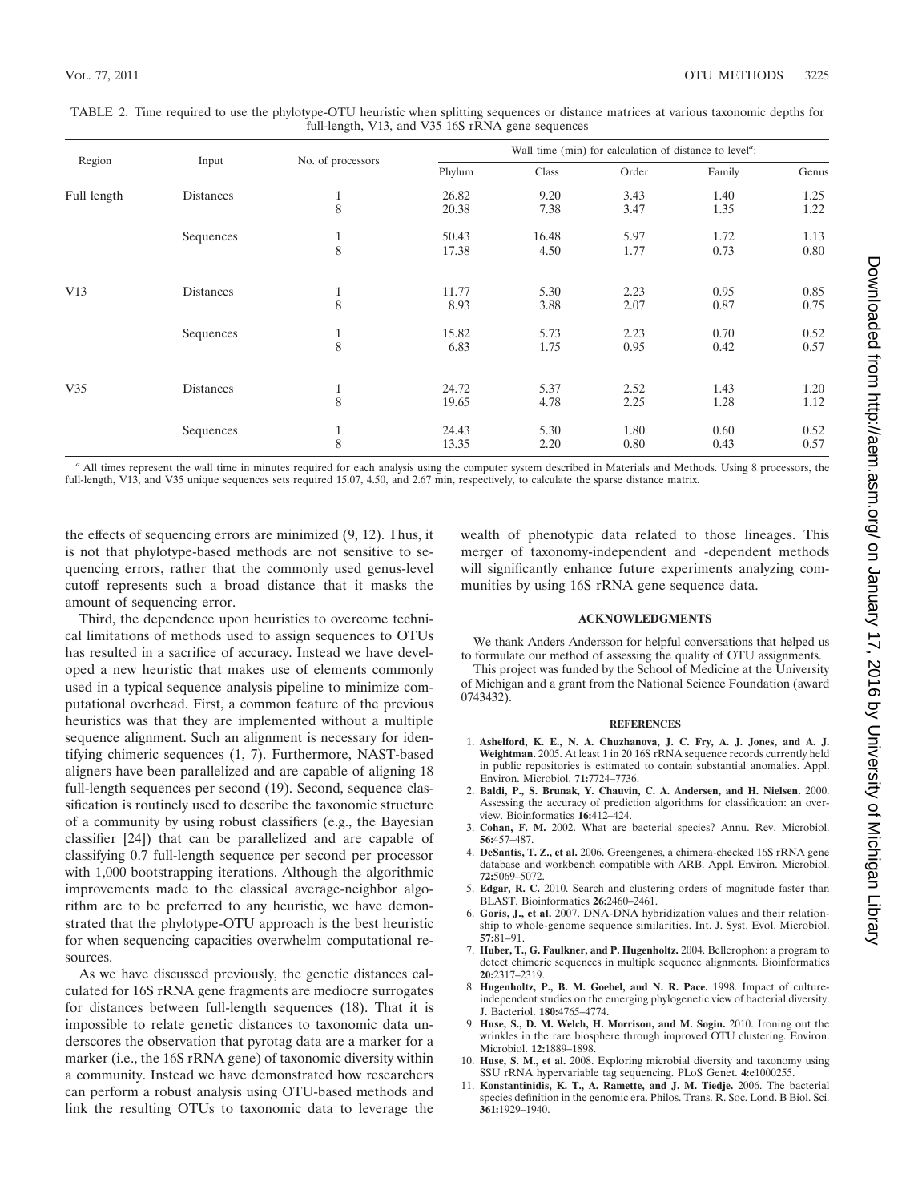TABLE 2. Time required to use the phylotype-OTU heuristic when splitting sequences or distance matrices at various taxonomic depths for full-length, V13, and V35 16S rRNA gene sequences

| Region | Input | No. of processors | Wall time (min) for calculation of distance to level[a]: | | | | |
|---|---|---|---|---|---|---|---|
| | | | Phylum | Class | Order | Family | Genus |
| Full length | Distances | 1 | 26.82 | 9.20 | 3.43 | 1.40 | 1.25 |
| | | 8 | 20.38 | 7.38 | 3.47 | 1.35 | 1.22 |
| | Sequences | 1 | 50.43 | 16.48 | 5.97 | 1.72 | 1.13 |
| | | 8 | 17.38 | 4.50 | 1.77 | 0.73 | 0.80 |
| V13 | Distances | 1 | 11.77 | 5.30 | 2.23 | 0.95 | 0.85 |
| | | 8 | 8.93 | 3.88 | 2.07 | 0.87 | 0.75 |
| | Sequences | 1 | 15.82 | 5.73 | 2.23 | 0.70 | 0.52 |
| | | 8 | 6.83 | 1.75 | 0.95 | 0.42 | 0.57 |
| V35 | Distances | 1 | 24.72 | 5.37 | 2.52 | 1.43 | 1.20 |
| | | 8 | 19.65 | 4.78 | 2.25 | 1.28 | 1.12 |
| | Sequences | 1 | 24.43 | 5.30 | 1.80 | 0.60 | 0.52 |
| | | 8 | 13.35 | 2.20 | 0.80 | 0.43 | 0.57 |

[a] All times represent the wall time in minutes required for each analysis using the computer system described in Materials and Methods. Using 8 processors, the full-length, V13, and V35 unique sequences sets required 15.07, 4.50, and 2.67 min, respectively, to calculate the sparse distance matrix.

the effects of sequencing errors are minimized (9, 12). Thus, it is not that phylotype-based methods are not sensitive to sequencing errors, rather that the commonly used genus-level cutoff represents such a broad distance that it masks the amount of sequencing error.

Third, the dependence upon heuristics to overcome technical limitations of methods used to assign sequences to OTUs has resulted in a sacrifice of accuracy. Instead we have developed a new heuristic that makes use of elements commonly used in a typical sequence analysis pipeline to minimize computational overhead. First, a common feature of the previous heuristics was that they are implemented without a multiple sequence alignment. Such an alignment is necessary for identifying chimeric sequences (1, 7). Furthermore, NAST-based aligners have been parallelized and are capable of aligning 18 full-length sequences per second (19). Second, sequence classification is routinely used to describe the taxonomic structure of a community by using robust classifiers (e.g., the Bayesian classifier [24]) that can be parallelized and are capable of classifying 0.7 full-length sequence per second per processor with 1,000 bootstrapping iterations. Although the algorithmic improvements made to the classical average-neighbor algorithm are to be preferred to any heuristic, we have demonstrated that the phylotype-OTU approach is the best heuristic for when sequencing capacities overwhelm computational resources.

As we have discussed previously, the genetic distances calculated for 16S rRNA gene fragments are mediocre surrogates for distances between full-length sequences (18). That it is impossible to relate genetic distances to taxonomic data underscores the observation that pyrotag data are a marker for a marker (i.e., the 16S rRNA gene) of taxonomic diversity within a community. Instead we have demonstrated how researchers can perform a robust analysis using OTU-based methods and link the resulting OTUs to taxonomic data to leverage the wealth of phenotypic data related to those lineages. This merger of taxonomy-independent and -dependent methods will significantly enhance future experiments analyzing communities by using 16S rRNA gene sequence data.

## ACKNOWLEDGMENTS

We thank Anders Andersson for helpful conversations that helped us to formulate our method of assessing the quality of OTU assignments.

This project was funded by the School of Medicine at the University of Michigan and a grant from the National Science Foundation (award 0743432).

## REFERENCES

1. **Ashelford, K. E., N. A. Chuzhanova, J. C. Fry, A. J. Jones, and A. J. Weightman.** 2005. At least 1 in 20 16S rRNA sequence records currently held in public repositories is estimated to contain substantial anomalies. Appl. Environ. Microbiol. **71:**7724–7736.
2. **Baldi, P., S. Brunak, Y. Chauvin, C. A. Andersen, and H. Nielsen.** 2000. Assessing the accuracy of prediction algorithms for classification: an overview. Bioinformatics **16:**412–424.
3. **Cohan, F. M.** 2002. What are bacterial species? Annu. Rev. Microbiol. **56:**457–487.
4. **DeSantis, T. Z., et al.** 2006. Greengenes, a chimera-checked 16S rRNA gene database and workbench compatible with ARB. Appl. Environ. Microbiol. **72:**5069–5072.
5. **Edgar, R. C.** 2010. Search and clustering orders of magnitude faster than BLAST. Bioinformatics **26:**2460–2461.
6. **Goris, J., et al.** 2007. DNA-DNA hybridization values and their relationship to whole-genome sequence similarities. Int. J. Syst. Evol. Microbiol. **57:**81–91.
7. **Huber, T., G. Faulkner, and P. Hugenholtz.** 2004. Bellerophon: a program to detect chimeric sequences in multiple sequence alignments. Bioinformatics **20:**2317–2319.
8. **Hugenholtz, P., B. M. Goebel, and N. R. Pace.** 1998. Impact of culture-independent studies on the emerging phylogenetic view of bacterial diversity. J. Bacteriol. **180:**4765–4774.
9. **Huse, S., D. M. Welch, H. Morrison, and M. Sogin.** 2010. Ironing out the wrinkles in the rare biosphere through improved OTU clustering. Environ. Microbiol. **12:**1889–1898.
10. **Huse, S. M., et al.** 2008. Exploring microbial diversity and taxonomy using SSU rRNA hypervariable tag sequencing. PLoS Genet. **4:**e1000255.
11. **Konstantinidis, K. T., A. Ramette, and J. M. Tiedje.** 2006. The bacterial species definition in the genomic era. Philos. Trans. R. Soc. Lond. B Biol. Sci. **361:**1929–1940.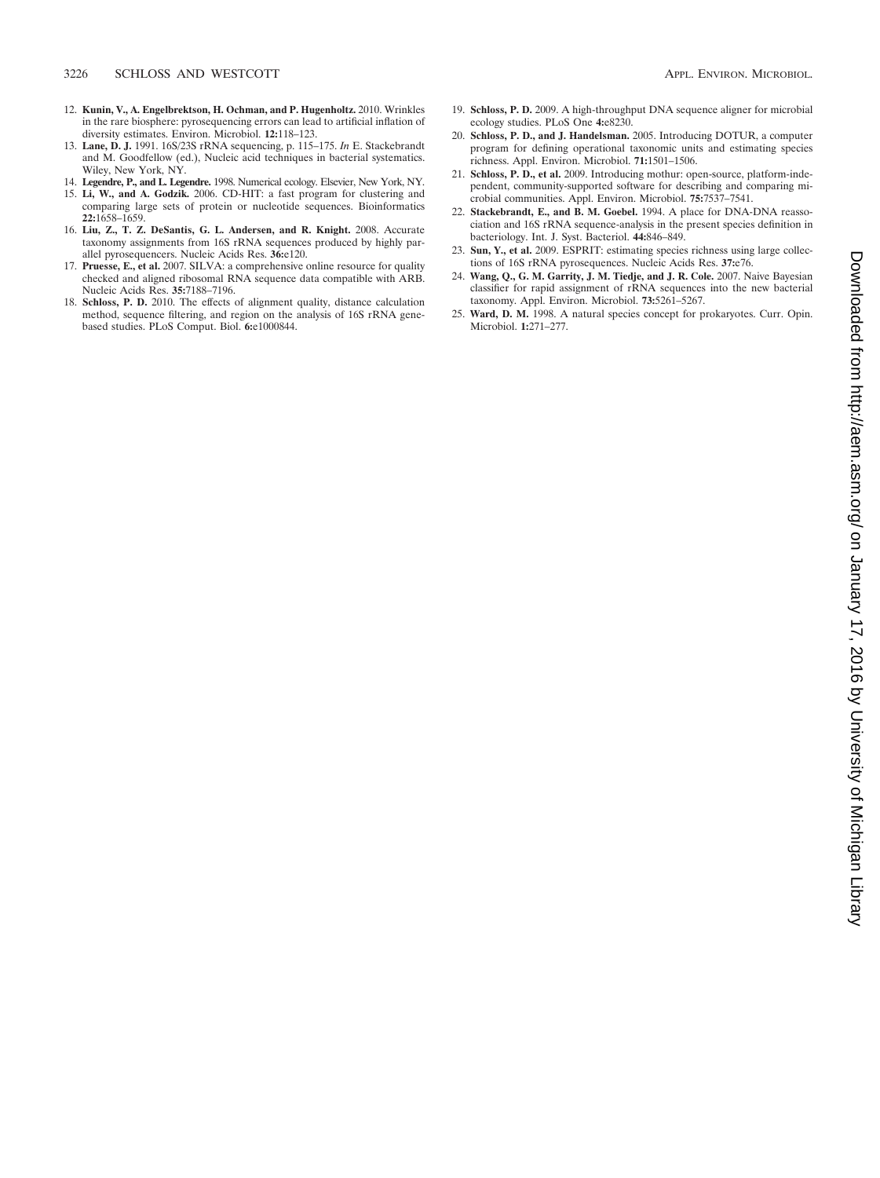12. **Kunin, V., A. Engelbrektson, H. Ochman, and P. Hugenholtz.** 2010. Wrinkles in the rare biosphere: pyrosequencing errors can lead to artificial inflation of diversity estimates. Environ. Microbiol. **12:**118–123.
13. **Lane, D. J.** 1991. 16S/23S rRNA sequencing, p. 115–175. *In* E. Stackebrandt and M. Goodfellow (ed.), Nucleic acid techniques in bacterial systematics. Wiley, New York, NY.
14. **Legendre, P., and L. Legendre.** 1998. Numerical ecology. Elsevier, New York, NY.
15. **Li, W., and A. Godzik.** 2006. CD-HIT: a fast program for clustering and comparing large sets of protein or nucleotide sequences. Bioinformatics **22:**1658–1659.
16. **Liu, Z., T. Z. DeSantis, G. L. Andersen, and R. Knight.** 2008. Accurate taxonomy assignments from 16S rRNA sequences produced by highly parallel pyrosequencers. Nucleic Acids Res. **36:**e120.
17. **Pruesse, E., et al.** 2007. SILVA: a comprehensive online resource for quality checked and aligned ribosomal RNA sequence data compatible with ARB. Nucleic Acids Res. **35:**7188–7196.
18. **Schloss, P. D.** 2010. The effects of alignment quality, distance calculation method, sequence filtering, and region on the analysis of 16S rRNA gene-based studies. PLoS Comput. Biol. **6:**e1000844.
19. **Schloss, P. D.** 2009. A high-throughput DNA sequence aligner for microbial ecology studies. PLoS One **4:**e8230.
20. **Schloss, P. D., and J. Handelsman.** 2005. Introducing DOTUR, a computer program for defining operational taxonomic units and estimating species richness. Appl. Environ. Microbiol. **71:**1501–1506.
21. **Schloss, P. D., et al.** 2009. Introducing mothur: open-source, platform-independent, community-supported software for describing and comparing microbial communities. Appl. Environ. Microbiol. **75:**7537–7541.
22. **Stackebrandt, E., and B. M. Goebel.** 1994. A place for DNA-DNA reassociation and 16S rRNA sequence-analysis in the present species definition in bacteriology. Int. J. Syst. Bacteriol. **44:**846–849.
23. **Sun, Y., et al.** 2009. ESPRIT: estimating species richness using large collections of 16S rRNA pyrosequences. Nucleic Acids Res. **37:**e76.
24. **Wang, Q., G. M. Garrity, J. M. Tiedje, and J. R. Cole.** 2007. Naive Bayesian classifier for rapid assignment of rRNA sequences into the new bacterial taxonomy. Appl. Environ. Microbiol. **73:**5261–5267.
25. **Ward, D. M.** 1998. A natural species concept for prokaryotes. Curr. Opin. Microbiol. **1:**271–277.